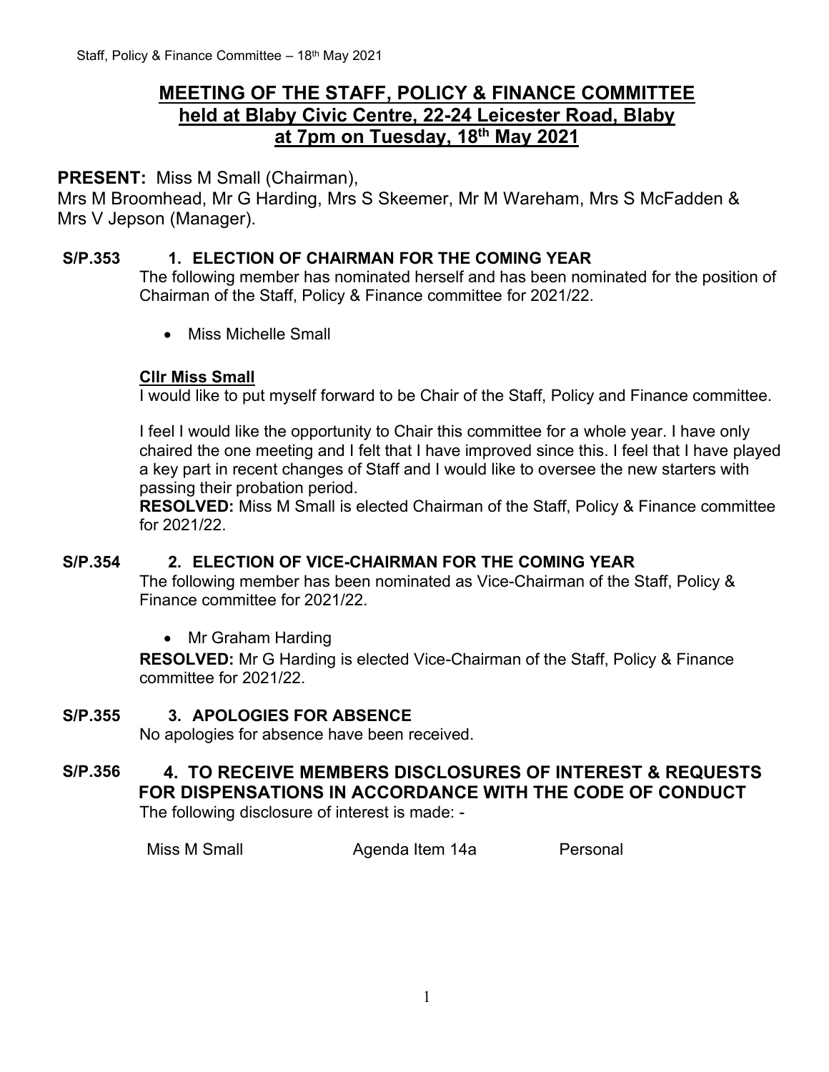# MEETING OF THE STAFF, POLICY & FINANCE COMMITTEE held at Blaby Civic Centre, 22-24 Leicester Road, Blaby at 7pm on Tuesday, 18th May 2021

**PRESENT:** Miss M Small (Chairman),
Mrs M Broomhead, Mr G Harding, Mrs S Skeemer, Mr M Wareham, Mrs S McFadden & Mrs V Jepson (Manager).

## S/P.353 1. ELECTION OF CHAIRMAN FOR THE COMING YEAR

The following member has nominated herself and has been nominated for the position of Chairman of the Staff, Policy & Finance committee for 2021/22.

- Miss Michelle Small

**Cllr Miss Small**

I would like to put myself forward to be Chair of the Staff, Policy and Finance committee.

I feel I would like the opportunity to Chair this committee for a whole year. I have only chaired the one meeting and I felt that I have improved since this. I feel that I have played a key part in recent changes of Staff and I would like to oversee the new starters with passing their probation period.

**RESOLVED:** Miss M Small is elected Chairman of the Staff, Policy & Finance committee for 2021/22.

## S/P.354 2. ELECTION OF VICE-CHAIRMAN FOR THE COMING YEAR

The following member has been nominated as Vice-Chairman of the Staff, Policy & Finance committee for 2021/22.

- Mr Graham Harding

**RESOLVED:** Mr G Harding is elected Vice-Chairman of the Staff, Policy & Finance committee for 2021/22.

## S/P.355 3. APOLOGIES FOR ABSENCE

No apologies for absence have been received.

## S/P.356 4. TO RECEIVE MEMBERS DISCLOSURES OF INTEREST & REQUESTS FOR DISPENSATIONS IN ACCORDANCE WITH THE CODE OF CONDUCT

The following disclosure of interest is made: -

| | | |
|---|---|---|
| Miss M Small | Agenda Item 14a | Personal |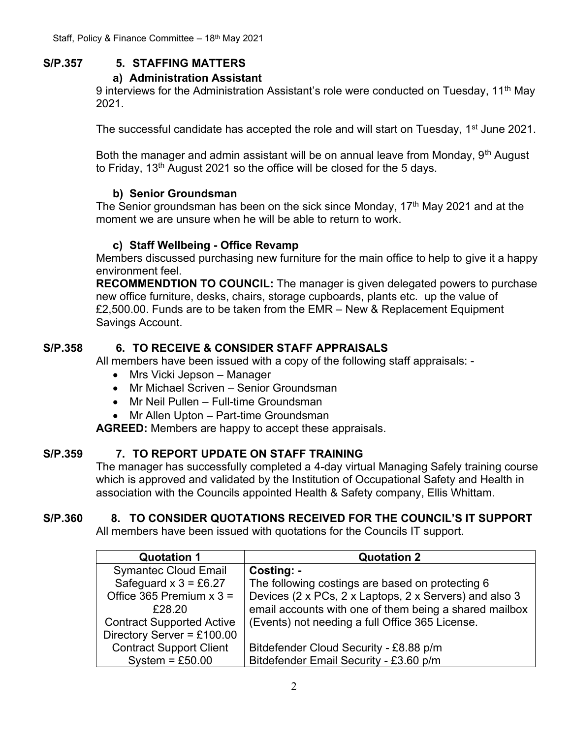**S/P.357 5. STAFFING MATTERS**

**a) Administration Assistant**

9 interviews for the Administration Assistant's role were conducted on Tuesday, 11th May 2021.

The successful candidate has accepted the role and will start on Tuesday, 1st June 2021.

Both the manager and admin assistant will be on annual leave from Monday, 9th August to Friday, 13th August 2021 so the office will be closed for the 5 days.

**b) Senior Groundsman**

The Senior groundsman has been on the sick since Monday, 17th May 2021 and at the moment we are unsure when he will be able to return to work.

**c) Staff Wellbeing - Office Revamp**

Members discussed purchasing new furniture for the main office to help to give it a happy environment feel.

**RECOMMENDTION TO COUNCIL:** The manager is given delegated powers to purchase new office furniture, desks, chairs, storage cupboards, plants etc. up the value of £2,500.00. Funds are to be taken from the EMR – New & Replacement Equipment Savings Account.

**S/P.358 6. TO RECEIVE & CONSIDER STAFF APPRAISALS**

All members have been issued with a copy of the following staff appraisals: -

- Mrs Vicki Jepson – Manager
- Mr Michael Scriven – Senior Groundsman
- Mr Neil Pullen – Full-time Groundsman
- Mr Allen Upton – Part-time Groundsman

**AGREED:** Members are happy to accept these appraisals.

**S/P.359 7. TO REPORT UPDATE ON STAFF TRAINING**

The manager has successfully completed a 4-day virtual Managing Safely training course which is approved and validated by the Institution of Occupational Safety and Health in association with the Councils appointed Health & Safety company, Ellis Whittam.

**S/P.360 8. TO CONSIDER QUOTATIONS RECEIVED FOR THE COUNCIL'S IT SUPPORT**

All members have been issued with quotations for the Councils IT support.

| Quotation 1 | Quotation 2 |
|---|---|
| Symantec Cloud Email Safeguard x 3 = £6.27<br>Office 365 Premium x 3 = £28.20<br>Contract Supported Active Directory Server = £100.00<br>Contract Support Client System = £50.00 | **Costing: -**<br>The following costings are based on protecting 6 Devices (2 x PCs, 2 x Laptops, 2 x Servers) and also 3 email accounts with one of them being a shared mailbox (Events) not needing a full Office 365 License.<br><br>Bitdefender Cloud Security - £8.88 p/m<br>Bitdefender Email Security - £3.60 p/m |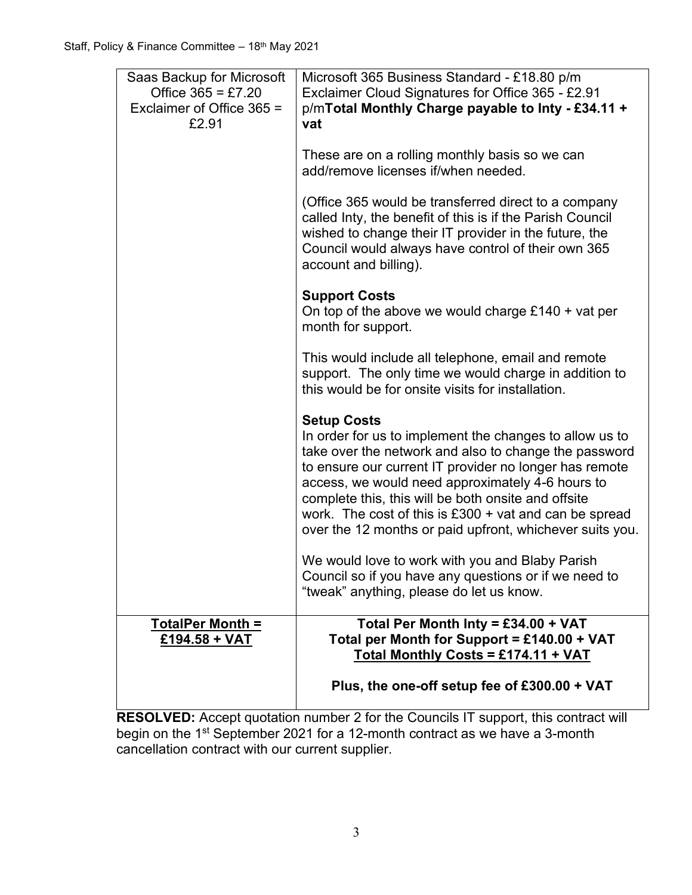| Saas Backup for Microsoft Office 365 = £7.20<br>Exclaimer of Office 365 = £2.91 | Microsoft 365 Business Standard - £18.80 p/m<br>Exclaimer Cloud Signatures for Office 365 - £2.91 p/m**Total Monthly Charge payable to Inty - £34.11 + vat**<br><br>These are on a rolling monthly basis so we can add/remove licenses if/when needed.<br><br>(Office 365 would be transferred direct to a company called Inty, the benefit of this is if the Parish Council wished to change their IT provider in the future, the Council would always have control of their own 365 account and billing).<br><br>**Support Costs**<br>On top of the above we would charge £140 + vat per month for support.<br><br>This would include all telephone, email and remote support. The only time we would charge in addition to this would be for onsite visits for installation.<br><br>**Setup Costs**<br>In order for us to implement the changes to allow us to take over the network and also to change the password to ensure our current IT provider no longer has remote access, we would need approximately 4-6 hours to complete this, this will be both onsite and offsite work. The cost of this is £300 + vat and can be spread over the 12 months or paid upfront, whichever suits you.<br><br>We would love to work with you and Blaby Parish Council so if you have any questions or if we need to "tweak" anything, please do let us know. |
|---|---|
| **TotalPer Month = £194.58 + VAT** | **Total Per Month Inty = £34.00 + VAT**<br>**Total per Month for Support = £140.00 + VAT**<br>**Total Monthly Costs = £174.11 + VAT**<br><br>**Plus, the one-off setup fee of £300.00 + VAT** |

**RESOLVED:** Accept quotation number 2 for the Councils IT support, this contract will begin on the 1st September 2021 for a 12-month contract as we have a 3-month cancellation contract with our current supplier.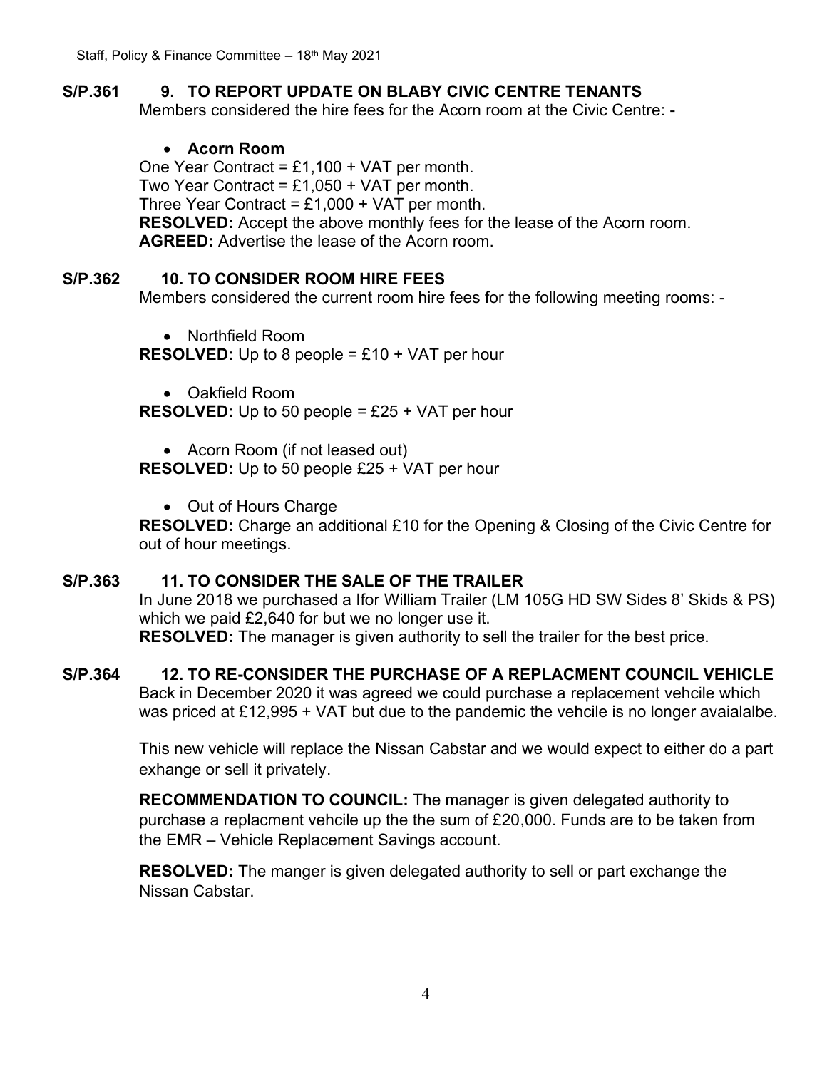**S/P.361 9. TO REPORT UPDATE ON BLABY CIVIC CENTRE TENANTS**

Members considered the hire fees for the Acorn room at the Civic Centre: -

- **Acorn Room**

One Year Contract = £1,100 + VAT per month.
Two Year Contract = £1,050 + VAT per month.
Three Year Contract = £1,000 + VAT per month.
**RESOLVED:** Accept the above monthly fees for the lease of the Acorn room.
**AGREED:** Advertise the lease of the Acorn room.

**S/P.362 10. TO CONSIDER ROOM HIRE FEES**

Members considered the current room hire fees for the following meeting rooms: -

- Northfield Room

**RESOLVED:** Up to 8 people = £10 + VAT per hour

- Oakfield Room

**RESOLVED:** Up to 50 people = £25 + VAT per hour

- Acorn Room (if not leased out)

**RESOLVED:** Up to 50 people £25 + VAT per hour

- Out of Hours Charge

**RESOLVED:** Charge an additional £10 for the Opening & Closing of the Civic Centre for out of hour meetings.

**S/P.363 11. TO CONSIDER THE SALE OF THE TRAILER**

In June 2018 we purchased a Ifor William Trailer (LM 105G HD SW Sides 8' Skids & PS) which we paid £2,640 for but we no longer use it.
**RESOLVED:** The manager is given authority to sell the trailer for the best price.

**S/P.364 12. TO RE-CONSIDER THE PURCHASE OF A REPLACMENT COUNCIL VEHICLE**

Back in December 2020 it was agreed we could purchase a replacement vehcile which was priced at £12,995 + VAT but due to the pandemic the vehcile is no longer avaialalbe.

This new vehicle will replace the Nissan Cabstar and we would expect to either do a part exhange or sell it privately.

**RECOMMENDATION TO COUNCIL:** The manager is given delegated authority to purchase a replacment vehcile up the the sum of £20,000. Funds are to be taken from the EMR – Vehicle Replacement Savings account.

**RESOLVED:** The manger is given delegated authority to sell or part exchange the Nissan Cabstar.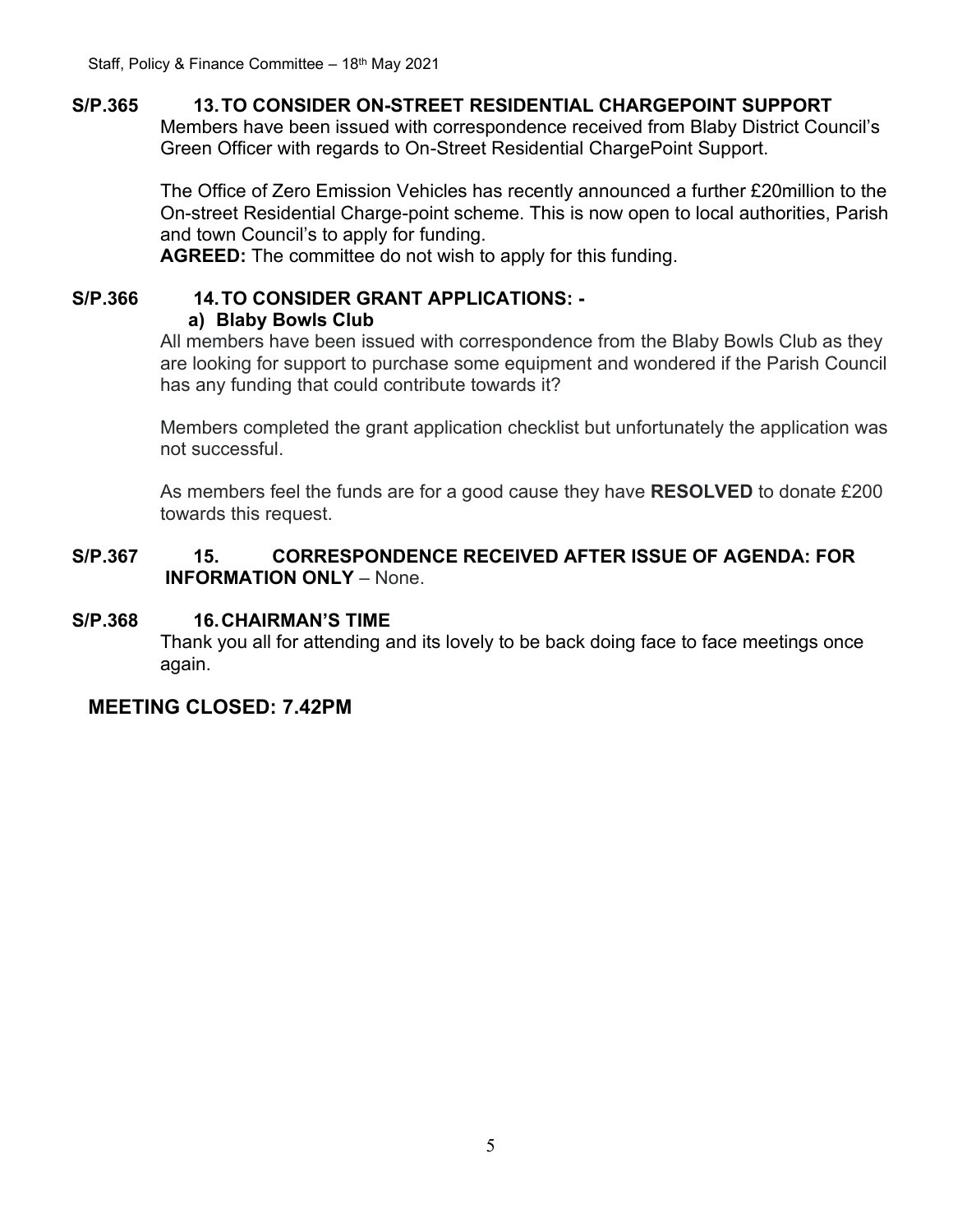**S/P.365 13. TO CONSIDER ON-STREET RESIDENTIAL CHARGEPOINT SUPPORT**

Members have been issued with correspondence received from Blaby District Council's Green Officer with regards to On-Street Residential ChargePoint Support.

The Office of Zero Emission Vehicles has recently announced a further £20million to the On-street Residential Charge-point scheme. This is now open to local authorities, Parish and town Council's to apply for funding.

**AGREED:** The committee do not wish to apply for this funding.

**S/P.366 14. TO CONSIDER GRANT APPLICATIONS: -**

**a) Blaby Bowls Club**

All members have been issued with correspondence from the Blaby Bowls Club as they are looking for support to purchase some equipment and wondered if the Parish Council has any funding that could contribute towards it?

Members completed the grant application checklist but unfortunately the application was not successful.

As members feel the funds are for a good cause they have **RESOLVED** to donate £200 towards this request.

**S/P.367 15. CORRESPONDENCE RECEIVED AFTER ISSUE OF AGENDA: FOR INFORMATION ONLY** – None.

**S/P.368 16. CHAIRMAN'S TIME**

Thank you all for attending and its lovely to be back doing face to face meetings once again.

**MEETING CLOSED: 7.42PM**